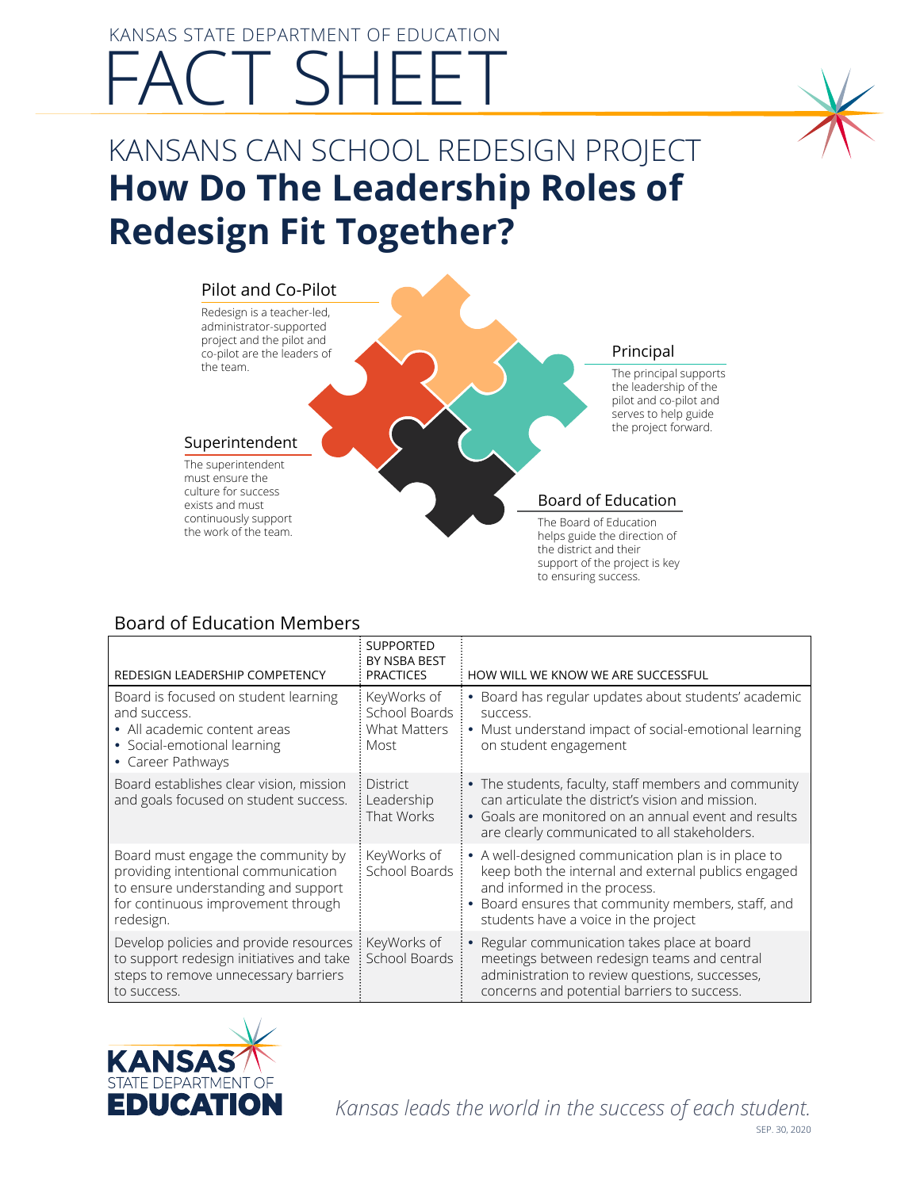KANSAS STATE DEPARTMENT OF EDUCATION

# FACT SHEET

## KANSANS CAN SCHOOL REDESIGN PROJECT
## **How Do The Leadership Roles of Redesign Fit Together?**

### Pilot and Co-Pilot

Redesign is a teacher-led, administrator-supported project and the pilot and co-pilot are the leaders of the team.

### Principal

The principal supports the leadership of the pilot and co-pilot and serves to help guide the project forward.

### Superintendent

The superintendent must ensure the culture for success exists and must continuously support the work of the team.

### Board of Education

The Board of Education helps guide the direction of the district and their support of the project is key to ensuring success.

### Board of Education Members

| REDESIGN LEADERSHIP COMPETENCY | SUPPORTED BY NSBA BEST PRACTICES | HOW WILL WE KNOW WE ARE SUCCESSFUL |
|---|---|---|
| Board is focused on student learning and success.<br>• All academic content areas<br>• Social-emotional learning<br>• Career Pathways | KeyWorks of School Boards What Matters Most | • Board has regular updates about students' academic success.<br>• Must understand impact of social-emotional learning on student engagement |
| Board establishes clear vision, mission and goals focused on student success. | District Leadership That Works | • The students, faculty, staff members and community can articulate the district's vision and mission.<br>• Goals are monitored on an annual event and results are clearly communicated to all stakeholders. |
| Board must engage the community by providing intentional communication to ensure understanding and support for continuous improvement through redesign. | KeyWorks of School Boards | • A well-designed communication plan is in place to keep both the internal and external publics engaged and informed in the process.<br>• Board ensures that community members, staff, and students have a voice in the project |
| Develop policies and provide resources to support redesign initiatives and take steps to remove unnecessary barriers to success. | KeyWorks of School Boards | • Regular communication takes place at board meetings between redesign teams and central administration to review questions, successes, concerns and potential barriers to success. |

KANSAS STATE DEPARTMENT OF EDUCATION

*Kansas leads the world in the success of each student.*

SEP. 30, 2020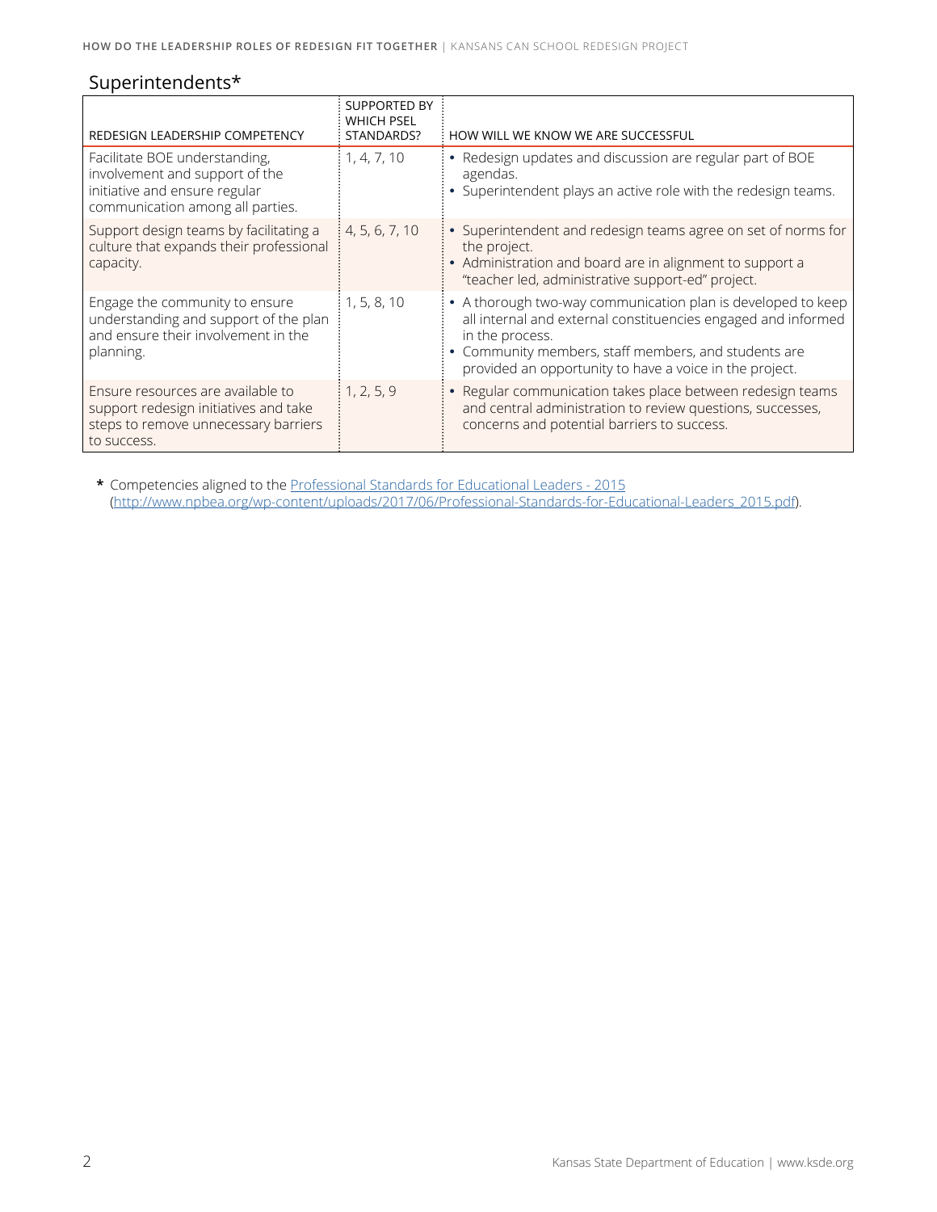## Superintendents*

| REDESIGN LEADERSHIP COMPETENCY | SUPPORTED BY WHICH PSEL STANDARDS? | HOW WILL WE KNOW WE ARE SUCCESSFUL |
|---|---|---|
| Facilitate BOE understanding, involvement and support of the initiative and ensure regular communication among all parties. | 1, 4, 7, 10 | • Redesign updates and discussion are regular part of BOE agendas.<br>• Superintendent plays an active role with the redesign teams. |
| Support design teams by facilitating a culture that expands their professional capacity. | 4, 5, 6, 7, 10 | • Superintendent and redesign teams agree on set of norms for the project.<br>• Administration and board are in alignment to support a "teacher led, administrative support-ed" project. |
| Engage the community to ensure understanding and support of the plan and ensure their involvement in the planning. | 1, 5, 8, 10 | • A thorough two-way communication plan is developed to keep all internal and external constituencies engaged and informed in the process.<br>• Community members, staff members, and students are provided an opportunity to have a voice in the project. |
| Ensure resources are available to support redesign initiatives and take steps to remove unnecessary barriers to success. | 1, 2, 5, 9 | • Regular communication takes place between redesign teams and central administration to review questions, successes, concerns and potential barriers to success. |

**\*** Competencies aligned to the [Professional Standards for Educational Leaders - 2015](http://www.npbea.org/wp-content/uploads/2017/06/Professional-Standards-for-Educational-Leaders_2015.pdf) (http://www.npbea.org/wp-content/uploads/2017/06/Professional-Standards-for-Educational-Leaders_2015.pdf).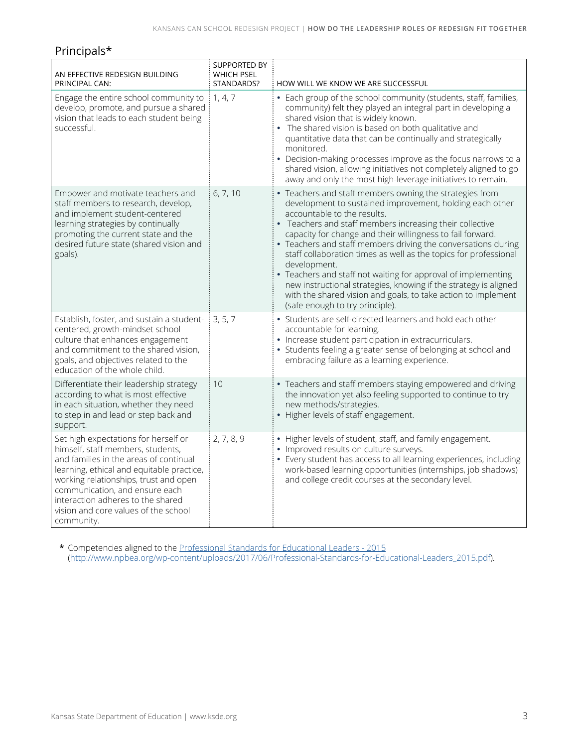## Principals*

| AN EFFECTIVE REDESIGN BUILDING PRINCIPAL CAN: | SUPPORTED BY WHICH PSEL STANDARDS? | HOW WILL WE KNOW WE ARE SUCCESSFUL |
|---|---|---|
| Engage the entire school community to develop, promote, and pursue a shared vision that leads to each student being successful. | 1, 4, 7 | • Each group of the school community (students, staff, families, community) felt they played an integral part in developing a shared vision that is widely known.<br>• The shared vision is based on both qualitative and quantitative data that can be continually and strategically monitored.<br>• Decision-making processes improve as the focus narrows to a shared vision, allowing initiatives not completely aligned to go away and only the most high-leverage initiatives to remain. |
| Empower and motivate teachers and staff members to research, develop, and implement student-centered learning strategies by continually promoting the current state and the desired future state (shared vision and goals). | 6, 7, 10 | • Teachers and staff members owning the strategies from development to sustained improvement, holding each other accountable to the results.<br>• Teachers and staff members increasing their collective capacity for change and their willingness to fail forward.<br>• Teachers and staff members driving the conversations during staff collaboration times as well as the topics for professional development.<br>• Teachers and staff not waiting for approval of implementing new instructional strategies, knowing if the strategy is aligned with the shared vision and goals, to take action to implement (safe enough to try principle). |
| Establish, foster, and sustain a student-centered, growth-mindset school culture that enhances engagement and commitment to the shared vision, goals, and objectives related to the education of the whole child. | 3, 5, 7 | • Students are self-directed learners and hold each other accountable for learning.<br>• Increase student participation in extracurriculars.<br>• Students feeling a greater sense of belonging at school and embracing failure as a learning experience. |
| Differentiate their leadership strategy according to what is most effective in each situation, whether they need to step in and lead or step back and support. | 10 | • Teachers and staff members staying empowered and driving the innovation yet also feeling supported to continue to try new methods/strategies.<br>• Higher levels of staff engagement. |
| Set high expectations for herself or himself, staff members, students, and families in the areas of continual learning, ethical and equitable practice, working relationships, trust and open communication, and ensure each interaction adheres to the shared vision and core values of the school community. | 2, 7, 8, 9 | • Higher levels of student, staff, and family engagement.<br>• Improved results on culture surveys.<br>• Every student has access to all learning experiences, including work-based learning opportunities (internships, job shadows) and college credit courses at the secondary level. |

* Competencies aligned to the [Professional Standards for Educational Leaders - 2015](http://www.npbea.org/wp-content/uploads/2017/06/Professional-Standards-for-Educational-Leaders_2015.pdf) (http://www.npbea.org/wp-content/uploads/2017/06/Professional-Standards-for-Educational-Leaders_2015.pdf).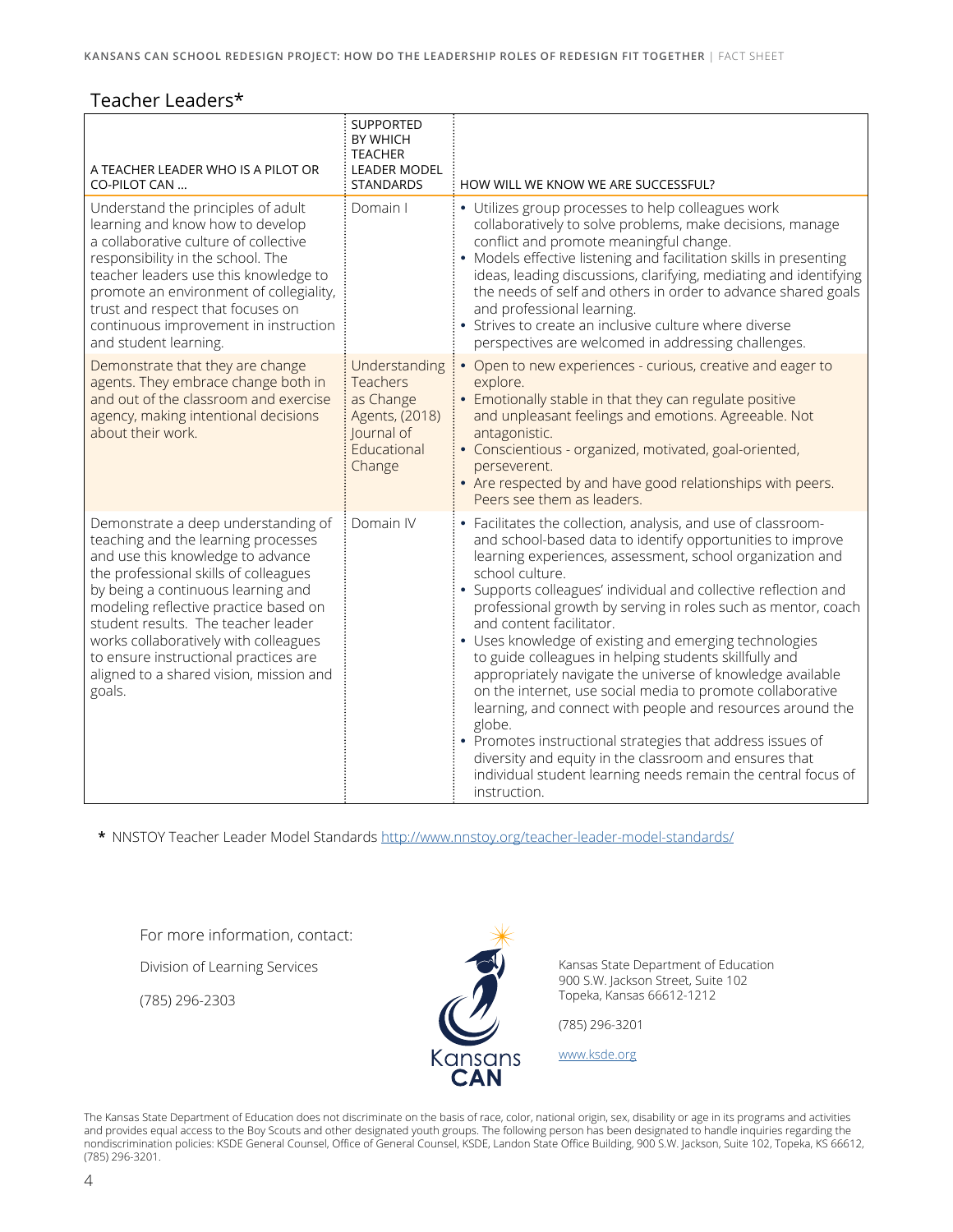## Teacher Leaders*

| A TEACHER LEADER WHO IS A PILOT OR CO-PILOT CAN … | SUPPORTED BY WHICH TEACHER LEADER MODEL STANDARDS | HOW WILL WE KNOW WE ARE SUCCESSFUL? |
|---|---|---|
| Understand the principles of adult learning and know how to develop a collaborative culture of collective responsibility in the school. The teacher leaders use this knowledge to promote an environment of collegiality, trust and respect that focuses on continuous improvement in instruction and student learning. | Domain I | • Utilizes group processes to help colleagues work collaboratively to solve problems, make decisions, manage conflict and promote meaningful change.<br>• Models effective listening and facilitation skills in presenting ideas, leading discussions, clarifying, mediating and identifying the needs of self and others in order to advance shared goals and professional learning.<br>• Strives to create an inclusive culture where diverse perspectives are welcomed in addressing challenges. |
| Demonstrate that they are change agents. They embrace change both in and out of the classroom and exercise agency, making intentional decisions about their work. | Understanding Teachers as Change Agents, (2018) Journal of Educational Change | • Open to new experiences - curious, creative and eager to explore.<br>• Emotionally stable in that they can regulate positive and unpleasant feelings and emotions. Agreeable. Not antagonistic.<br>• Conscientious - organized, motivated, goal-oriented, perseverent.<br>• Are respected by and have good relationships with peers. Peers see them as leaders. |
| Demonstrate a deep understanding of teaching and the learning processes and use this knowledge to advance the professional skills of colleagues by being a continuous learning and modeling reflective practice based on student results. The teacher leader works collaboratively with colleagues to ensure instructional practices are aligned to a shared vision, mission and goals. | Domain IV | • Facilitates the collection, analysis, and use of classroom- and school-based data to identify opportunities to improve learning experiences, assessment, school organization and school culture.<br>• Supports colleagues' individual and collective reflection and professional growth by serving in roles such as mentor, coach and content facilitator.<br>• Uses knowledge of existing and emerging technologies to guide colleagues in helping students skillfully and appropriately navigate the universe of knowledge available on the internet, use social media to promote collaborative learning, and connect with people and resources around the globe.<br>• Promotes instructional strategies that address issues of diversity and equity in the classroom and ensures that individual student learning needs remain the central focus of instruction. |

* NNSTOY Teacher Leader Model Standards http://www.nnstoy.org/teacher-leader-model-standards/

For more information, contact:

Division of Learning Services

(785) 296-2303

Kansans CAN

Kansas State Department of Education
900 S.W. Jackson Street, Suite 102
Topeka, Kansas 66612-1212

(785) 296-3201

www.ksde.org

The Kansas State Department of Education does not discriminate on the basis of race, color, national origin, sex, disability or age in its programs and activities and provides equal access to the Boy Scouts and other designated youth groups. The following person has been designated to handle inquiries regarding the nondiscrimination policies: KSDE General Counsel, Office of General Counsel, KSDE, Landon State Office Building, 900 S.W. Jackson, Suite 102, Topeka, KS 66612, (785) 296-3201.